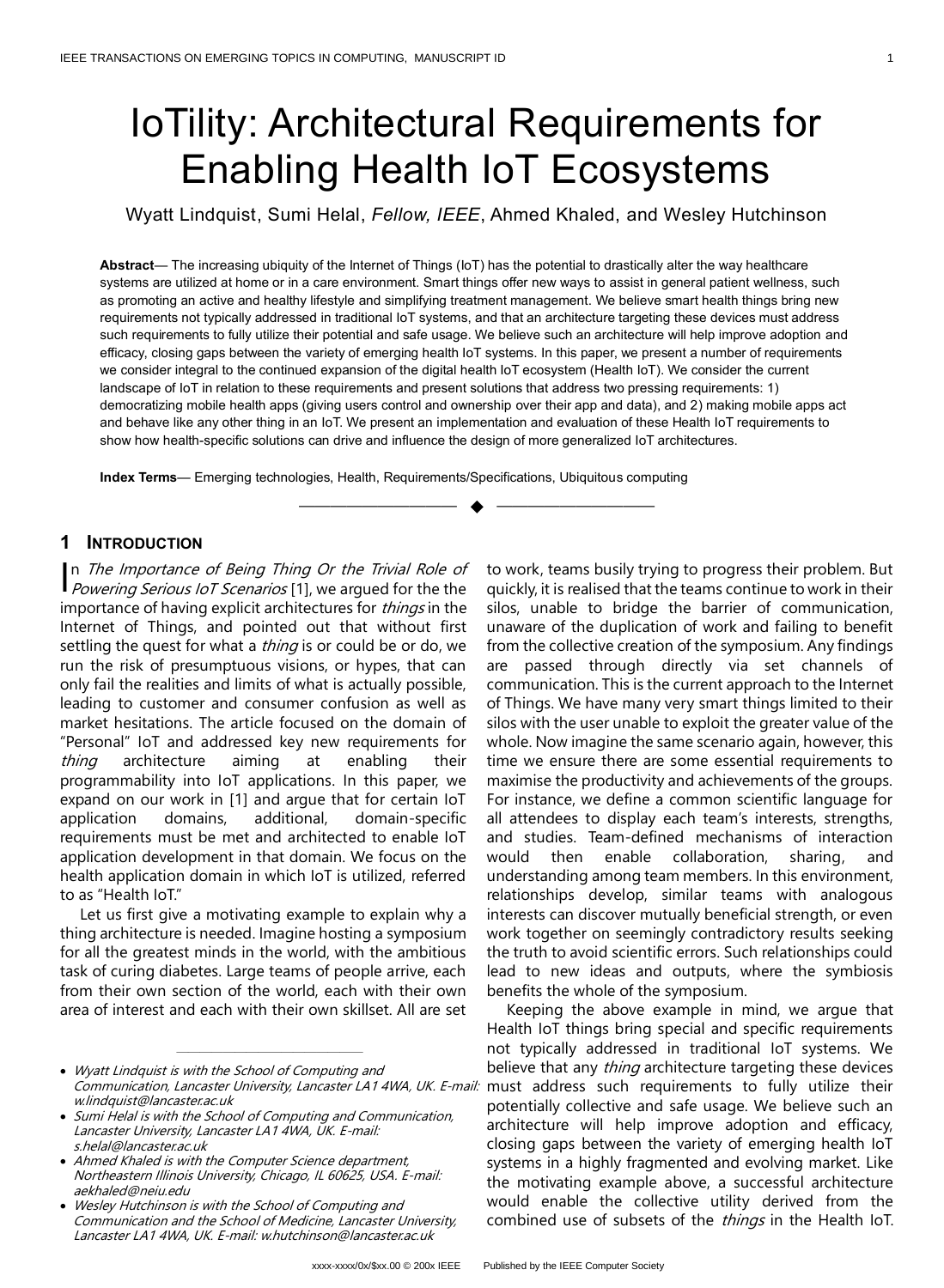# IoTility: Architectural Requirements for Enabling Health IoT Ecosystems

Wyatt Lindquist, Sumi Helal, *Fellow, IEEE*, Ahmed Khaled, and Wesley Hutchinson

**Abstract**— The increasing ubiquity of the Internet of Things (IoT) has the potential to drastically alter the way healthcare systems are utilized at home or in a care environment. Smart things offer new ways to assist in general patient wellness, such as promoting an active and healthy lifestyle and simplifying treatment management. We believe smart health things bring new requirements not typically addressed in traditional IoT systems, and that an architecture targeting these devices must address such requirements to fully utilize their potential and safe usage. We believe such an architecture will help improve adoption and efficacy, closing gaps between the variety of emerging health IoT systems. In this paper, we present a number of requirements we consider integral to the continued expansion of the digital health IoT ecosystem (Health IoT). We consider the current landscape of IoT in relation to these requirements and present solutions that address two pressing requirements: 1) democratizing mobile health apps (giving users control and ownership over their app and data), and 2) making mobile apps act and behave like any other thing in an IoT. We present an implementation and evaluation of these Health IoT requirements to show how health-specific solutions can drive and influence the design of more generalized IoT architectures.

**Index Terms**— Emerging technologies, Health, Requirements/Specifications, Ubiquitous computing

---

## 1 Introduction

In *The Importance of Being Thing Or the Trivial Role of Powering Serious IoT Scenarios* [1], we argued for the the importance of having explicit architectures for *things* in the Internet of Things, and pointed out that without first settling the quest for what a *thing* is or could be or do, we run the risk of presumptuous visions, or hypes, that can only fail the realities and limits of what is actually possible, leading to customer and consumer confusion as well as market hesitations. The article focused on the domain of "Personal" IoT and addressed key new requirements for *thing* architecture aiming at enabling their programmability into IoT applications. In this paper, we expand on our work in [1] and argue that for certain IoT application domains, additional, domain-specific requirements must be met and architected to enable IoT application development in that domain. We focus on the health application domain in which IoT is utilized, referred to as "Health IoT."

Let us first give a motivating example to explain why a thing architecture is needed. Imagine hosting a symposium for all the greatest minds in the world, with the ambitious task of curing diabetes. Large teams of people arrive, each from their own section of the world, each with their own area of interest and each with their own skillset. All are set to work, teams busily trying to progress their problem. But quickly, it is realised that the teams continue to work in their silos, unable to bridge the barrier of communication, unaware of the duplication of work and failing to benefit from the collective creation of the symposium. Any findings are passed through directly via set channels of communication. This is the current approach to the Internet of Things. We have many very smart things limited to their silos with the user unable to exploit the greater value of the whole. Now imagine the same scenario again, however, this time we ensure there are some essential requirements to maximise the productivity and achievements of the groups. For instance, we define a common scientific language for all attendees to display each team's interests, strengths, and studies. Team-defined mechanisms of interaction would then enable collaboration, sharing, and understanding among team members. In this environment, relationships develop, similar teams with analogous interests can discover mutually beneficial strength, or even work together on seemingly contradictory results seeking the truth to avoid scientific errors. Such relationships could lead to new ideas and outputs, where the symbiosis benefits the whole of the symposium.

Keeping the above example in mind, we argue that Health IoT things bring special and specific requirements not typically addressed in traditional IoT systems. We believe that any *thing* architecture targeting these devices must address such requirements to fully utilize their potentially collective and safe usage. We believe such an architecture will help improve adoption and efficacy, closing gaps between the variety of emerging health IoT systems in a highly fragmented and evolving market. Like the motivating example above, a successful architecture would enable the collective utility derived from the combined use of subsets of the *things* in the Health IoT.

- *Wyatt Lindquist is with the School of Computing and Communication, Lancaster University, Lancaster LA1 4WA, UK. E-mail: w.lindquist@lancaster.ac.uk*
- *Sumi Helal is with the School of Computing and Communication, Lancaster University, Lancaster LA1 4WA, UK. E-mail: s.helal@lancaster.ac.uk*
- *Ahmed Khaled is with the Computer Science department, Northeastern Illinois University, Chicago, IL 60625, USA. E-mail: aekhaled@neiu.edu*
- *Wesley Hutchinson is with the School of Computing and Communication and the School of Medicine, Lancaster University, Lancaster LA1 4WA, UK. E-mail: w.hutchinson@lancaster.ac.uk*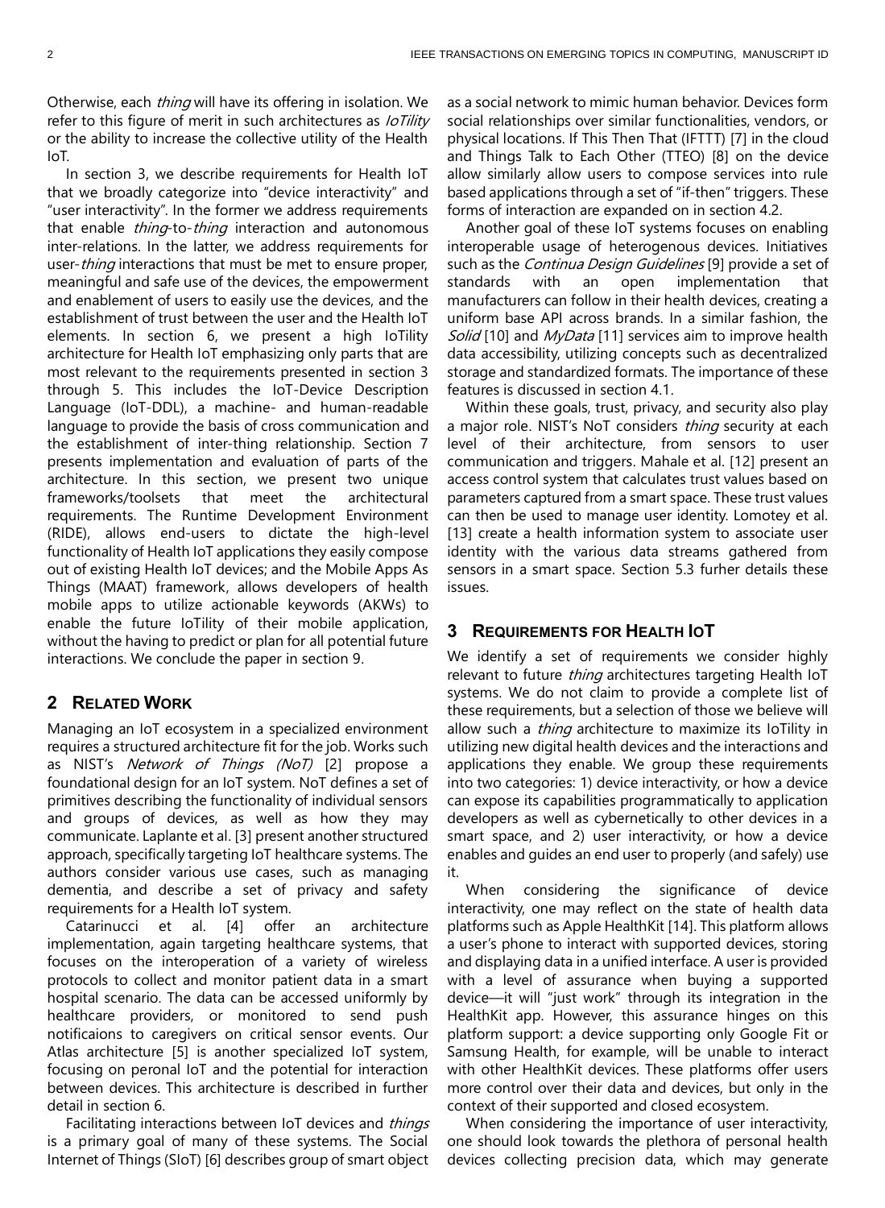Otherwise, each *thing* will have its offering in isolation. We refer to this figure of merit in such architectures as *IoTility* or the ability to increase the collective utility of the Health IoT.

In section 3, we describe requirements for Health IoT that we broadly categorize into "device interactivity" and "user interactivity". In the former we address requirements that enable *thing*-to-*thing* interaction and autonomous inter-relations. In the latter, we address requirements for user-*thing* interactions that must be met to ensure proper, meaningful and safe use of the devices, the empowerment and enablement of users to easily use the devices, and the establishment of trust between the user and the Health IoT elements. In section 6, we present a high IoTility architecture for Health IoT emphasizing only parts that are most relevant to the requirements presented in section 3 through 5. This includes the IoT-Device Description Language (IoT-DDL), a machine- and human-readable language to provide the basis of cross communication and the establishment of inter-thing relationship. Section 7 presents implementation and evaluation of parts of the architecture. In this section, we present two unique frameworks/toolsets that meet the architectural requirements. The Runtime Development Environment (RIDE), allows end-users to dictate the high-level functionality of Health IoT applications they easily compose out of existing Health IoT devices; and the Mobile Apps As Things (MAAT) framework, allows developers of health mobile apps to utilize actionable keywords (AKWs) to enable the future IoTility of their mobile application, without the having to predict or plan for all potential future interactions. We conclude the paper in section 9.

## 2 Related Work

Managing an IoT ecosystem in a specialized environment requires a structured architecture fit for the job. Works such as NIST's *Network of Things (NoT)* [2] propose a foundational design for an IoT system. NoT defines a set of primitives describing the functionality of individual sensors and groups of devices, as well as how they may communicate. Laplante et al. [3] present another structured approach, specifically targeting IoT healthcare systems. The authors consider various use cases, such as managing dementia, and describe a set of privacy and safety requirements for a Health IoT system.

Catarinucci et al. [4] offer an architecture implementation, again targeting healthcare systems, that focuses on the interoperation of a variety of wireless protocols to collect and monitor patient data in a smart hospital scenario. The data can be accessed uniformly by healthcare providers, or monitored to send push notificaions to caregivers on critical sensor events. Our Atlas architecture [5] is another specialized IoT system, focusing on peronal IoT and the potential for interaction between devices. This architecture is described in further detail in section 6.

Facilitating interactions between IoT devices and *things* is a primary goal of many of these systems. The Social Internet of Things (SIoT) [6] describes group of smart object as a social network to mimic human behavior. Devices form social relationships over similar functionalities, vendors, or physical locations. If This Then That (IFTTT) [7] in the cloud and Things Talk to Each Other (TTEO) [8] on the device allow similarly allow users to compose services into rule based applications through a set of "if-then" triggers. These forms of interaction are expanded on in section 4.2.

Another goal of these IoT systems focuses on enabling interoperable usage of heterogenous devices. Initiatives such as the *Continua Design Guidelines* [9] provide a set of standards with an open implementation that manufacturers can follow in their health devices, creating a uniform base API across brands. In a similar fashion, the *Solid* [10] and *MyData* [11] services aim to improve health data accessibility, utilizing concepts such as decentralized storage and standardized formats. The importance of these features is discussed in section 4.1.

Within these goals, trust, privacy, and security also play a major role. NIST's NoT considers *thing* security at each level of their architecture, from sensors to user communication and triggers. Mahale et al. [12] present an access control system that calculates trust values based on parameters captured from a smart space. These trust values can then be used to manage user identity. Lomotey et al. [13] create a health information system to associate user identity with the various data streams gathered from sensors in a smart space. Section 5.3 furher details these issues.

## 3 Requirements for Health IoT

We identify a set of requirements we consider highly relevant to future *thing* architectures targeting Health IoT systems. We do not claim to provide a complete list of these requirements, but a selection of those we believe will allow such a *thing* architecture to maximize its IoTility in utilizing new digital health devices and the interactions and applications they enable. We group these requirements into two categories: 1) device interactivity, or how a device can expose its capabilities programmatically to application developers as well as cybernetically to other devices in a smart space, and 2) user interactivity, or how a device enables and guides an end user to properly (and safely) use it.

When considering the significance of device interactivity, one may reflect on the state of health data platforms such as Apple HealthKit [14]. This platform allows a user's phone to interact with supported devices, storing and displaying data in a unified interface. A user is provided with a level of assurance when buying a supported device—it will "just work" through its integration in the HealthKit app. However, this assurance hinges on this platform support: a device supporting only Google Fit or Samsung Health, for example, will be unable to interact with other HealthKit devices. These platforms offer users more control over their data and devices, but only in the context of their supported and closed ecosystem.

When considering the importance of user interactivity, one should look towards the plethora of personal health devices collecting precision data, which may generate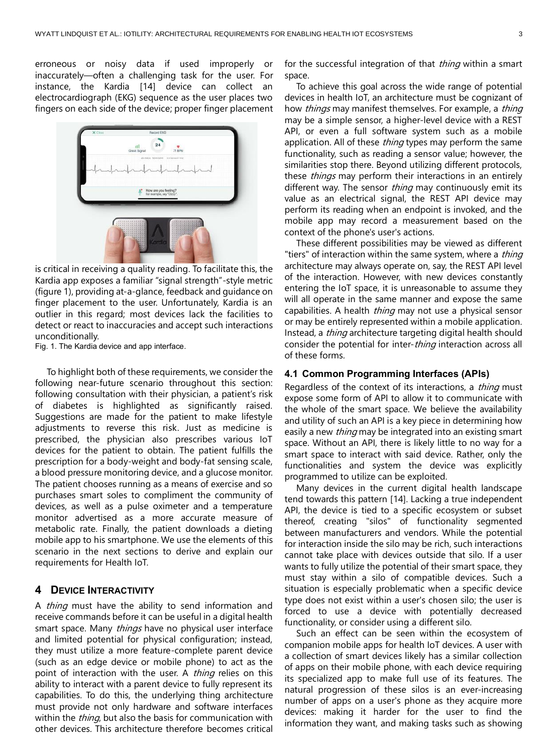erroneous or noisy data if used improperly or inaccurately—often a challenging task for the user. For instance, the Kardia [14] device can collect an electrocardiograph (EKG) sequence as the user places two fingers on each side of the device; proper finger placement is critical in receiving a quality reading. To facilitate this, the Kardia app exposes a familiar "signal strength"-style metric (figure 1), providing at-a-glance, feedback and guidance on finger placement to the user. Unfortunately, Kardia is an outlier in this regard; most devices lack the facilities to detect or react to inaccuracies and accept such interactions unconditionally.

Fig. 1. The Kardia device and app interface.

To highlight both of these requirements, we consider the following near-future scenario throughout this section: following consultation with their physician, a patient's risk of diabetes is highlighted as significantly raised. Suggestions are made for the patient to make lifestyle adjustments to reverse this risk. Just as medicine is prescribed, the physician also prescribes various IoT devices for the patient to obtain. The patient fulfills the prescription for a body-weight and body-fat sensing scale, a blood pressure monitoring device, and a glucose monitor. The patient chooses running as a means of exercise and so purchases smart soles to compliment the community of devices, as well as a pulse oximeter and a temperature monitor advertised as a more accurate measure of metabolic rate. Finally, the patient downloads a dieting mobile app to his smartphone. We use the elements of this scenario in the next sections to derive and explain our requirements for Health IoT.

## 4 Device Interactivity

A *thing* must have the ability to send information and receive commands before it can be useful in a digital health smart space. Many *things* have no physical user interface and limited potential for physical configuration; instead, they must utilize a more feature-complete parent device (such as an edge device or mobile phone) to act as the point of interaction with the user. A *thing* relies on this ability to interact with a parent device to fully represent its capabilities. To do this, the underlying thing architecture must provide not only hardware and software interfaces within the *thing*, but also the basis for communication with other devices. This architecture therefore becomes critical for the successful integration of that *thing* within a smart space.

To achieve this goal across the wide range of potential devices in health IoT, an architecture must be cognizant of how *things* may manifest themselves. For example, a *thing* may be a simple sensor, a higher-level device with a REST API, or even a full software system such as a mobile application. All of these *thing* types may perform the same functionality, such as reading a sensor value; however, the similarities stop there. Beyond utilizing different protocols, these *things* may perform their interactions in an entirely different way. The sensor *thing* may continuously emit its value as an electrical signal, the REST API device may perform its reading when an endpoint is invoked, and the mobile app may record a measurement based on the context of the phone's user's actions.

These different possibilities may be viewed as different "tiers" of interaction within the same system, where a *thing* architecture may always operate on, say, the REST API level of the interaction. However, with new devices constantly entering the IoT space, it is unreasonable to assume they will all operate in the same manner and expose the same capabilities. A health *thing* may not use a physical sensor or may be entirely represented within a mobile application. Instead, a *thing* architecture targeting digital health should consider the potential for inter-*thing* interaction across all of these forms.

### 4.1 Common Programming Interfaces (APIs)

Regardless of the context of its interactions, a *thing* must expose some form of API to allow it to communicate with the whole of the smart space. We believe the availability and utility of such an API is a key piece in determining how easily a new *thing* may be integrated into an existing smart space. Without an API, there is likely little to no way for a smart space to interact with said device. Rather, only the functionalities and system the device was explicitly programmed to utilize can be exploited.

Many devices in the current digital health landscape tend towards this pattern [14]. Lacking a true independent API, the device is tied to a specific ecosystem or subset thereof, creating "silos" of functionality segmented between manufacturers and vendors. While the potential for interaction inside the silo may be rich, such interactions cannot take place with devices outside that silo. If a user wants to fully utilize the potential of their smart space, they must stay within a silo of compatible devices. Such a situation is especially problematic when a specific device type does not exist within a user's chosen silo; the user is forced to use a device with potentially decreased functionality, or consider using a different silo.

Such an effect can be seen within the ecosystem of companion mobile apps for health IoT devices. A user with a collection of smart devices likely has a similar collection of apps on their mobile phone, with each device requiring its specialized app to make full use of its features. The natural progression of these silos is an ever-increasing number of apps on a user's phone as they acquire more devices: making it harder for the user to find the information they want, and making tasks such as showing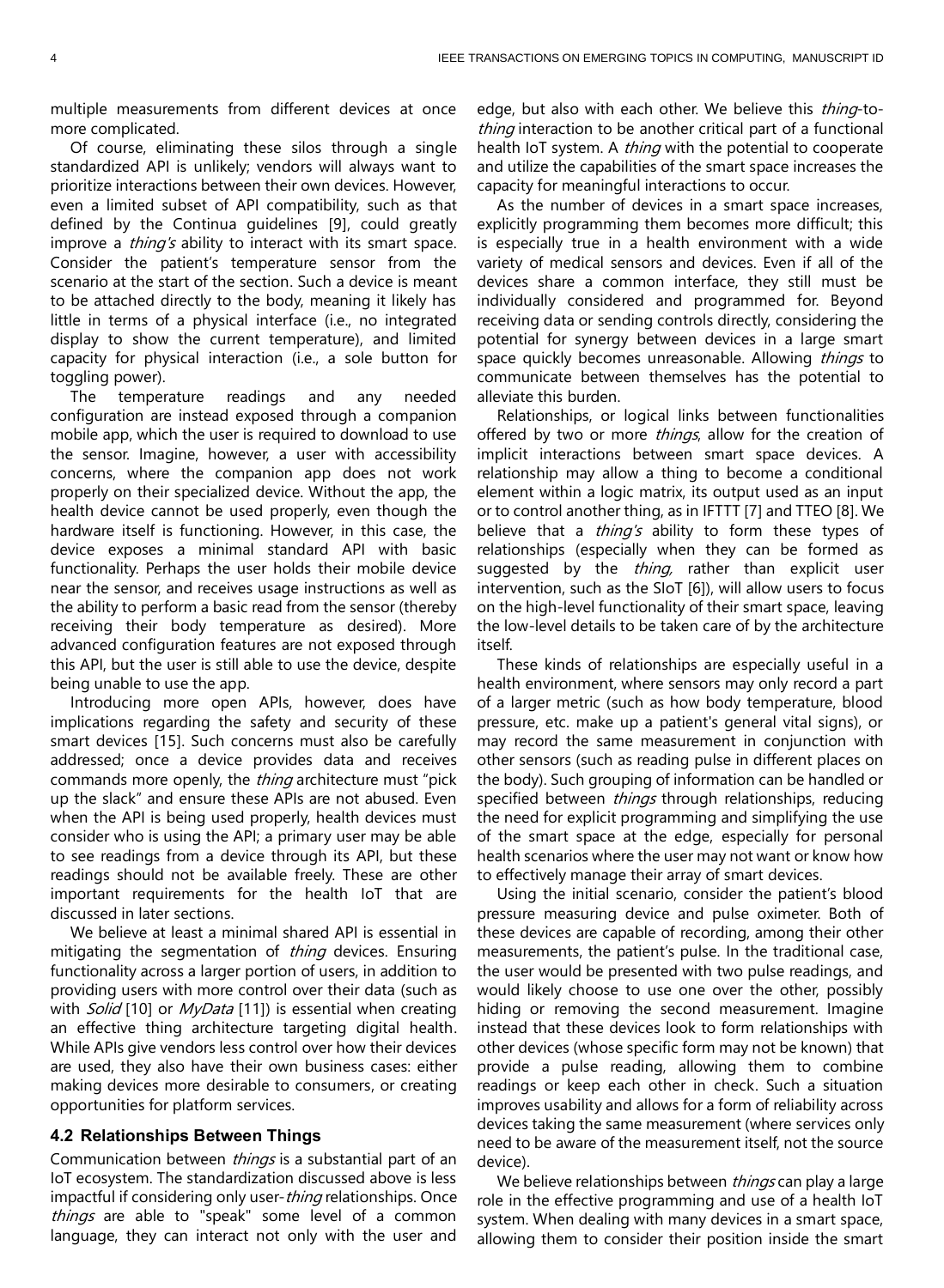multiple measurements from different devices at once more complicated.

Of course, eliminating these silos through a single standardized API is unlikely; vendors will always want to prioritize interactions between their own devices. However, even a limited subset of API compatibility, such as that defined by the Continua guidelines [9], could greatly improve a *thing's* ability to interact with its smart space. Consider the patient's temperature sensor from the scenario at the start of the section. Such a device is meant to be attached directly to the body, meaning it likely has little in terms of a physical interface (i.e., no integrated display to show the current temperature), and limited capacity for physical interaction (i.e., a sole button for toggling power).

The temperature readings and any needed configuration are instead exposed through a companion mobile app, which the user is required to download to use the sensor. Imagine, however, a user with accessibility concerns, where the companion app does not work properly on their specialized device. Without the app, the health device cannot be used properly, even though the hardware itself is functioning. However, in this case, the device exposes a minimal standard API with basic functionality. Perhaps the user holds their mobile device near the sensor, and receives usage instructions as well as the ability to perform a basic read from the sensor (thereby receiving their body temperature as desired). More advanced configuration features are not exposed through this API, but the user is still able to use the device, despite being unable to use the app.

Introducing more open APIs, however, does have implications regarding the safety and security of these smart devices [15]. Such concerns must also be carefully addressed; once a device provides data and receives commands more openly, the *thing* architecture must "pick up the slack" and ensure these APIs are not abused. Even when the API is being used properly, health devices must consider who is using the API; a primary user may be able to see readings from a device through its API, but these readings should not be available freely. These are other important requirements for the health IoT that are discussed in later sections.

We believe at least a minimal shared API is essential in mitigating the segmentation of *thing* devices. Ensuring functionality across a larger portion of users, in addition to providing users with more control over their data (such as with *Solid* [10] or *MyData* [11]) is essential when creating an effective thing architecture targeting digital health. While APIs give vendors less control over how their devices are used, they also have their own business cases: either making devices more desirable to consumers, or creating opportunities for platform services.

## 4.2 Relationships Between Things

Communication between *things* is a substantial part of an IoT ecosystem. The standardization discussed above is less impactful if considering only user-*thing* relationships. Once *things* are able to "speak" some level of a common language, they can interact not only with the user and edge, but also with each other. We believe this *thing*-to-*thing* interaction to be another critical part of a functional health IoT system. A *thing* with the potential to cooperate and utilize the capabilities of the smart space increases the capacity for meaningful interactions to occur.

As the number of devices in a smart space increases, explicitly programming them becomes more difficult; this is especially true in a health environment with a wide variety of medical sensors and devices. Even if all of the devices share a common interface, they still must be individually considered and programmed for. Beyond receiving data or sending controls directly, considering the potential for synergy between devices in a large smart space quickly becomes unreasonable. Allowing *things* to communicate between themselves has the potential to alleviate this burden.

Relationships, or logical links between functionalities offered by two or more *things*, allow for the creation of implicit interactions between smart space devices. A relationship may allow a thing to become a conditional element within a logic matrix, its output used as an input or to control another thing, as in IFTTT [7] and TTEO [8]. We believe that a *thing's* ability to form these types of relationships (especially when they can be formed as suggested by the *thing*, rather than explicit user intervention, such as the SIoT [6]), will allow users to focus on the high-level functionality of their smart space, leaving the low-level details to be taken care of by the architecture itself.

These kinds of relationships are especially useful in a health environment, where sensors may only record a part of a larger metric (such as how body temperature, blood pressure, etc. make up a patient's general vital signs), or may record the same measurement in conjunction with other sensors (such as reading pulse in different places on the body). Such grouping of information can be handled or specified between *things* through relationships, reducing the need for explicit programming and simplifying the use of the smart space at the edge, especially for personal health scenarios where the user may not want or know how to effectively manage their array of smart devices.

Using the initial scenario, consider the patient's blood pressure measuring device and pulse oximeter. Both of these devices are capable of recording, among their other measurements, the patient's pulse. In the traditional case, the user would be presented with two pulse readings, and would likely choose to use one over the other, possibly hiding or removing the second measurement. Imagine instead that these devices look to form relationships with other devices (whose specific form may not be known) that provide a pulse reading, allowing them to combine readings or keep each other in check. Such a situation improves usability and allows for a form of reliability across devices taking the same measurement (where services only need to be aware of the measurement itself, not the source device).

We believe relationships between *things* can play a large role in the effective programming and use of a health IoT system. When dealing with many devices in a smart space, allowing them to consider their position inside the smart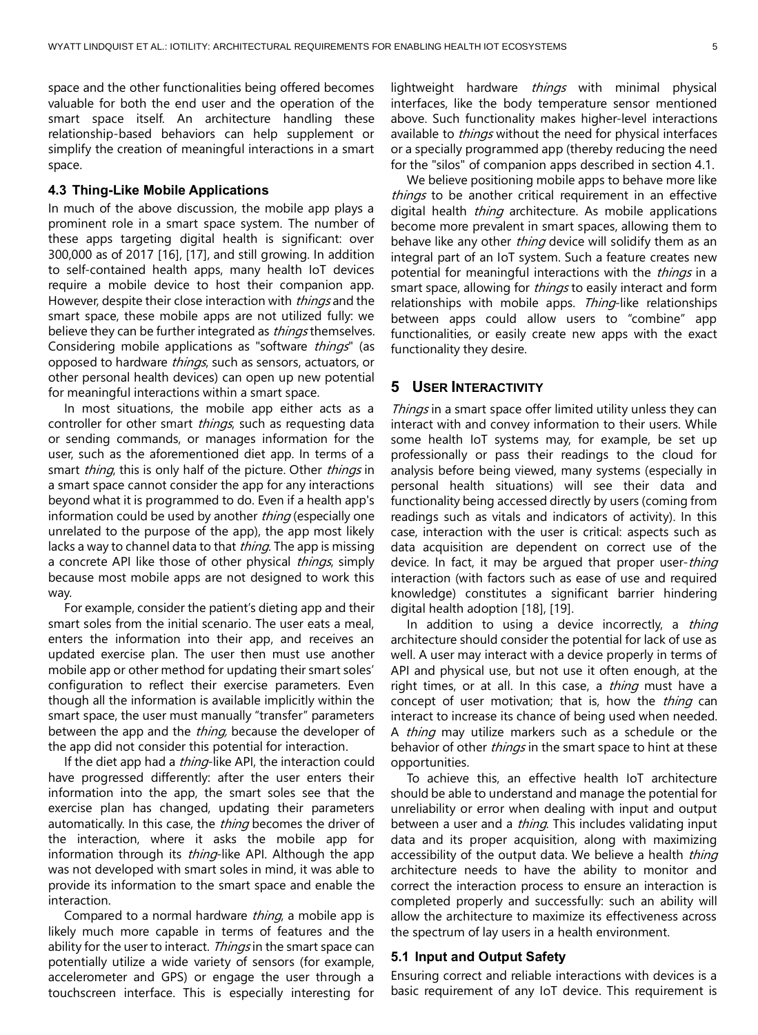space and the other functionalities being offered becomes valuable for both the end user and the operation of the smart space itself. An architecture handling these relationship-based behaviors can help supplement or simplify the creation of meaningful interactions in a smart space.

### 4.3 Thing-Like Mobile Applications

In much of the above discussion, the mobile app plays a prominent role in a smart space system. The number of these apps targeting digital health is significant: over 300,000 as of 2017 [16], [17], and still growing. In addition to self-contained health apps, many health IoT devices require a mobile device to host their companion app. However, despite their close interaction with *things* and the smart space, these mobile apps are not utilized fully: we believe they can be further integrated as *things* themselves. Considering mobile applications as "software *things*" (as opposed to hardware *things*, such as sensors, actuators, or other personal health devices) can open up new potential for meaningful interactions within a smart space.

In most situations, the mobile app either acts as a controller for other smart *things*, such as requesting data or sending commands, or manages information for the user, such as the aforementioned diet app. In terms of a smart *thing*, this is only half of the picture. Other *things* in a smart space cannot consider the app for any interactions beyond what it is programmed to do. Even if a health app's information could be used by another *thing* (especially one unrelated to the purpose of the app), the app most likely lacks a way to channel data to that *thing*. The app is missing a concrete API like those of other physical *things*, simply because most mobile apps are not designed to work this way.

For example, consider the patient's dieting app and their smart soles from the initial scenario. The user eats a meal, enters the information into their app, and receives an updated exercise plan. The user then must use another mobile app or other method for updating their smart soles' configuration to reflect their exercise parameters. Even though all the information is available implicitly within the smart space, the user must manually "transfer" parameters between the app and the *thing,* because the developer of the app did not consider this potential for interaction.

If the diet app had a *thing*-like API, the interaction could have progressed differently: after the user enters their information into the app, the smart soles see that the exercise plan has changed, updating their parameters automatically. In this case, the *thing* becomes the driver of the interaction, where it asks the mobile app for information through its *thing*-like API. Although the app was not developed with smart soles in mind, it was able to provide its information to the smart space and enable the interaction.

Compared to a normal hardware *thing*, a mobile app is likely much more capable in terms of features and the ability for the user to interact. *Things* in the smart space can potentially utilize a wide variety of sensors (for example, accelerometer and GPS) or engage the user through a touchscreen interface. This is especially interesting for lightweight hardware *things* with minimal physical interfaces, like the body temperature sensor mentioned above. Such functionality makes higher-level interactions available to *things* without the need for physical interfaces or a specially programmed app (thereby reducing the need for the "silos" of companion apps described in section 4.1.

We believe positioning mobile apps to behave more like *things* to be another critical requirement in an effective digital health *thing* architecture. As mobile applications become more prevalent in smart spaces, allowing them to behave like any other *thing* device will solidify them as an integral part of an IoT system. Such a feature creates new potential for meaningful interactions with the *things* in a smart space, allowing for *things* to easily interact and form relationships with mobile apps. *Thing*-like relationships between apps could allow users to "combine" app functionalities, or easily create new apps with the exact functionality they desire.

## 5 User Interactivity

*Things* in a smart space offer limited utility unless they can interact with and convey information to their users. While some health IoT systems may, for example, be set up professionally or pass their readings to the cloud for analysis before being viewed, many systems (especially in personal health situations) will see their data and functionality being accessed directly by users (coming from readings such as vitals and indicators of activity). In this case, interaction with the user is critical: aspects such as data acquisition are dependent on correct use of the device. In fact, it may be argued that proper user-*thing* interaction (with factors such as ease of use and required knowledge) constitutes a significant barrier hindering digital health adoption [18], [19].

In addition to using a device incorrectly, a *thing* architecture should consider the potential for lack of use as well. A user may interact with a device properly in terms of API and physical use, but not use it often enough, at the right times, or at all. In this case, a *thing* must have a concept of user motivation; that is, how the *thing* can interact to increase its chance of being used when needed. A *thing* may utilize markers such as a schedule or the behavior of other *things* in the smart space to hint at these opportunities.

To achieve this, an effective health IoT architecture should be able to understand and manage the potential for unreliability or error when dealing with input and output between a user and a *thing*. This includes validating input data and its proper acquisition, along with maximizing accessibility of the output data. We believe a health *thing* architecture needs to have the ability to monitor and correct the interaction process to ensure an interaction is completed properly and successfully: such an ability will allow the architecture to maximize its effectiveness across the spectrum of lay users in a health environment.

### 5.1 Input and Output Safety

Ensuring correct and reliable interactions with devices is a basic requirement of any IoT device. This requirement is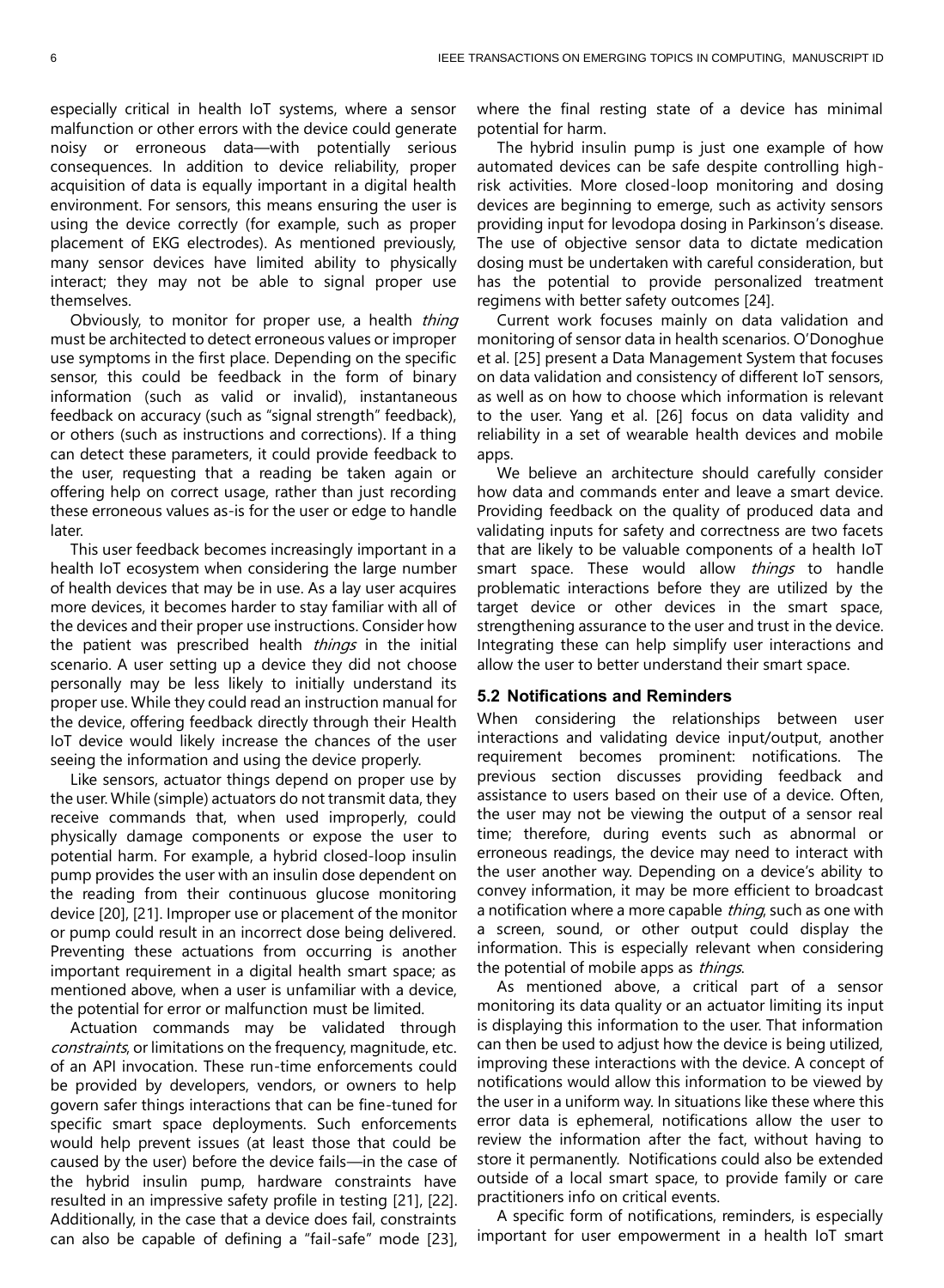especially critical in health IoT systems, where a sensor malfunction or other errors with the device could generate noisy or erroneous data—with potentially serious consequences. In addition to device reliability, proper acquisition of data is equally important in a digital health environment. For sensors, this means ensuring the user is using the device correctly (for example, such as proper placement of EKG electrodes). As mentioned previously, many sensor devices have limited ability to physically interact; they may not be able to signal proper use themselves.

Obviously, to monitor for proper use, a health *thing* must be architected to detect erroneous values or improper use symptoms in the first place. Depending on the specific sensor, this could be feedback in the form of binary information (such as valid or invalid), instantaneous feedback on accuracy (such as "signal strength" feedback), or others (such as instructions and corrections). If a thing can detect these parameters, it could provide feedback to the user, requesting that a reading be taken again or offering help on correct usage, rather than just recording these erroneous values as-is for the user or edge to handle later.

This user feedback becomes increasingly important in a health IoT ecosystem when considering the large number of health devices that may be in use. As a lay user acquires more devices, it becomes harder to stay familiar with all of the devices and their proper use instructions. Consider how the patient was prescribed health *things* in the initial scenario. A user setting up a device they did not choose personally may be less likely to initially understand its proper use. While they could read an instruction manual for the device, offering feedback directly through their Health IoT device would likely increase the chances of the user seeing the information and using the device properly.

Like sensors, actuator things depend on proper use by the user. While (simple) actuators do not transmit data, they receive commands that, when used improperly, could physically damage components or expose the user to potential harm. For example, a hybrid closed-loop insulin pump provides the user with an insulin dose dependent on the reading from their continuous glucose monitoring device [20], [21]. Improper use or placement of the monitor or pump could result in an incorrect dose being delivered. Preventing these actuations from occurring is another important requirement in a digital health smart space; as mentioned above, when a user is unfamiliar with a device, the potential for error or malfunction must be limited.

Actuation commands may be validated through *constraints*, or limitations on the frequency, magnitude, etc. of an API invocation. These run-time enforcements could be provided by developers, vendors, or owners to help govern safer things interactions that can be fine-tuned for specific smart space deployments. Such enforcements would help prevent issues (at least those that could be caused by the user) before the device fails—in the case of the hybrid insulin pump, hardware constraints have resulted in an impressive safety profile in testing [21], [22]. Additionally, in the case that a device does fail, constraints can also be capable of defining a "fail-safe" mode [23], where the final resting state of a device has minimal potential for harm.

The hybrid insulin pump is just one example of how automated devices can be safe despite controlling high-risk activities. More closed-loop monitoring and dosing devices are beginning to emerge, such as activity sensors providing input for levodopa dosing in Parkinson's disease. The use of objective sensor data to dictate medication dosing must be undertaken with careful consideration, but has the potential to provide personalized treatment regimens with better safety outcomes [24].

Current work focuses mainly on data validation and monitoring of sensor data in health scenarios. O'Donoghue et al. [25] present a Data Management System that focuses on data validation and consistency of different IoT sensors, as well as on how to choose which information is relevant to the user. Yang et al. [26] focus on data validity and reliability in a set of wearable health devices and mobile apps.

We believe an architecture should carefully consider how data and commands enter and leave a smart device. Providing feedback on the quality of produced data and validating inputs for safety and correctness are two facets that are likely to be valuable components of a health IoT smart space. These would allow *things* to handle problematic interactions before they are utilized by the target device or other devices in the smart space, strengthening assurance to the user and trust in the device. Integrating these can help simplify user interactions and allow the user to better understand their smart space.

### 5.2 Notifications and Reminders

When considering the relationships between user interactions and validating device input/output, another requirement becomes prominent: notifications. The previous section discusses providing feedback and assistance to users based on their use of a device. Often, the user may not be viewing the output of a sensor real time; therefore, during events such as abnormal or erroneous readings, the device may need to interact with the user another way. Depending on a device's ability to convey information, it may be more efficient to broadcast a notification where a more capable *thing*, such as one with a screen, sound, or other output could display the information. This is especially relevant when considering the potential of mobile apps as *things*.

As mentioned above, a critical part of a sensor monitoring its data quality or an actuator limiting its input is displaying this information to the user. That information can then be used to adjust how the device is being utilized, improving these interactions with the device. A concept of notifications would allow this information to be viewed by the user in a uniform way. In situations like these where this error data is ephemeral, notifications allow the user to review the information after the fact, without having to store it permanently. Notifications could also be extended outside of a local smart space, to provide family or care practitioners info on critical events.

A specific form of notifications, reminders, is especially important for user empowerment in a health IoT smart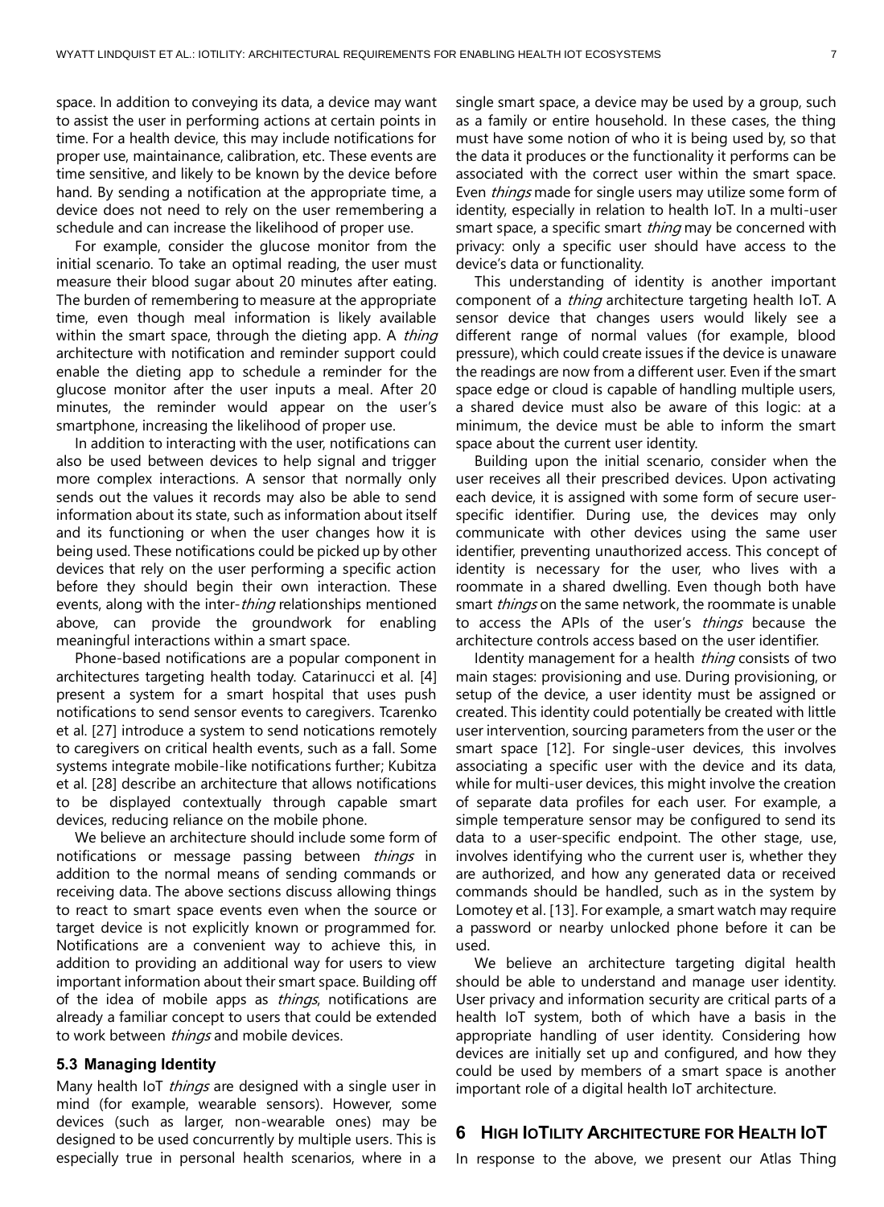space. In addition to conveying its data, a device may want to assist the user in performing actions at certain points in time. For a health device, this may include notifications for proper use, maintainance, calibration, etc. These events are time sensitive, and likely to be known by the device before hand. By sending a notification at the appropriate time, a device does not need to rely on the user remembering a schedule and can increase the likelihood of proper use.

For example, consider the glucose monitor from the initial scenario. To take an optimal reading, the user must measure their blood sugar about 20 minutes after eating. The burden of remembering to measure at the appropriate time, even though meal information is likely available within the smart space, through the dieting app. A *thing* architecture with notification and reminder support could enable the dieting app to schedule a reminder for the glucose monitor after the user inputs a meal. After 20 minutes, the reminder would appear on the user's smartphone, increasing the likelihood of proper use.

In addition to interacting with the user, notifications can also be used between devices to help signal and trigger more complex interactions. A sensor that normally only sends out the values it records may also be able to send information about its state, such as information about itself and its functioning or when the user changes how it is being used. These notifications could be picked up by other devices that rely on the user performing a specific action before they should begin their own interaction. These events, along with the inter-*thing* relationships mentioned above, can provide the groundwork for enabling meaningful interactions within a smart space.

Phone-based notifications are a popular component in architectures targeting health today. Catarinucci et al. [4] present a system for a smart hospital that uses push notifications to send sensor events to caregivers. Tcarenko et al. [27] introduce a system to send notications remotely to caregivers on critical health events, such as a fall. Some systems integrate mobile-like notifications further; Kubitza et al. [28] describe an architecture that allows notifications to be displayed contextually through capable smart devices, reducing reliance on the mobile phone.

We believe an architecture should include some form of notifications or message passing between *things* in addition to the normal means of sending commands or receiving data. The above sections discuss allowing things to react to smart space events even when the source or target device is not explicitly known or programmed for. Notifications are a convenient way to achieve this, in addition to providing an additional way for users to view important information about their smart space. Building off of the idea of mobile apps as *things*, notifications are already a familiar concept to users that could be extended to work between *things* and mobile devices.

### 5.3 Managing Identity

Many health IoT *things* are designed with a single user in mind (for example, wearable sensors). However, some devices (such as larger, non-wearable ones) may be designed to be used concurrently by multiple users. This is especially true in personal health scenarios, where in a single smart space, a device may be used by a group, such as a family or entire household. In these cases, the thing must have some notion of who it is being used by, so that the data it produces or the functionality it performs can be associated with the correct user within the smart space. Even *things* made for single users may utilize some form of identity, especially in relation to health IoT. In a multi-user smart space, a specific smart *thing* may be concerned with privacy: only a specific user should have access to the device's data or functionality.

This understanding of identity is another important component of a *thing* architecture targeting health IoT. A sensor device that changes users would likely see a different range of normal values (for example, blood pressure), which could create issues if the device is unaware the readings are now from a different user. Even if the smart space edge or cloud is capable of handling multiple users, a shared device must also be aware of this logic: at a minimum, the device must be able to inform the smart space about the current user identity.

Building upon the initial scenario, consider when the user receives all their prescribed devices. Upon activating each device, it is assigned with some form of secure user-specific identifier. During use, the devices may only communicate with other devices using the same user identifier, preventing unauthorized access. This concept of identity is necessary for the user, who lives with a roommate in a shared dwelling. Even though both have smart *things* on the same network, the roommate is unable to access the APIs of the user's *things* because the architecture controls access based on the user identifier.

Identity management for a health *thing* consists of two main stages: provisioning and use. During provisioning, or setup of the device, a user identity must be assigned or created. This identity could potentially be created with little user intervention, sourcing parameters from the user or the smart space [12]. For single-user devices, this involves associating a specific user with the device and its data, while for multi-user devices, this might involve the creation of separate data profiles for each user. For example, a simple temperature sensor may be configured to send its data to a user-specific endpoint. The other stage, use, involves identifying who the current user is, whether they are authorized, and how any generated data or received commands should be handled, such as in the system by Lomotey et al. [13]. For example, a smart watch may require a password or nearby unlocked phone before it can be used.

We believe an architecture targeting digital health should be able to understand and manage user identity. User privacy and information security are critical parts of a health IoT system, both of which have a basis in the appropriate handling of user identity. Considering how devices are initially set up and configured, and how they could be used by members of a smart space is another important role of a digital health IoT architecture.

## 6 High IoTility Architecture for Health IoT

In response to the above, we present our Atlas Thing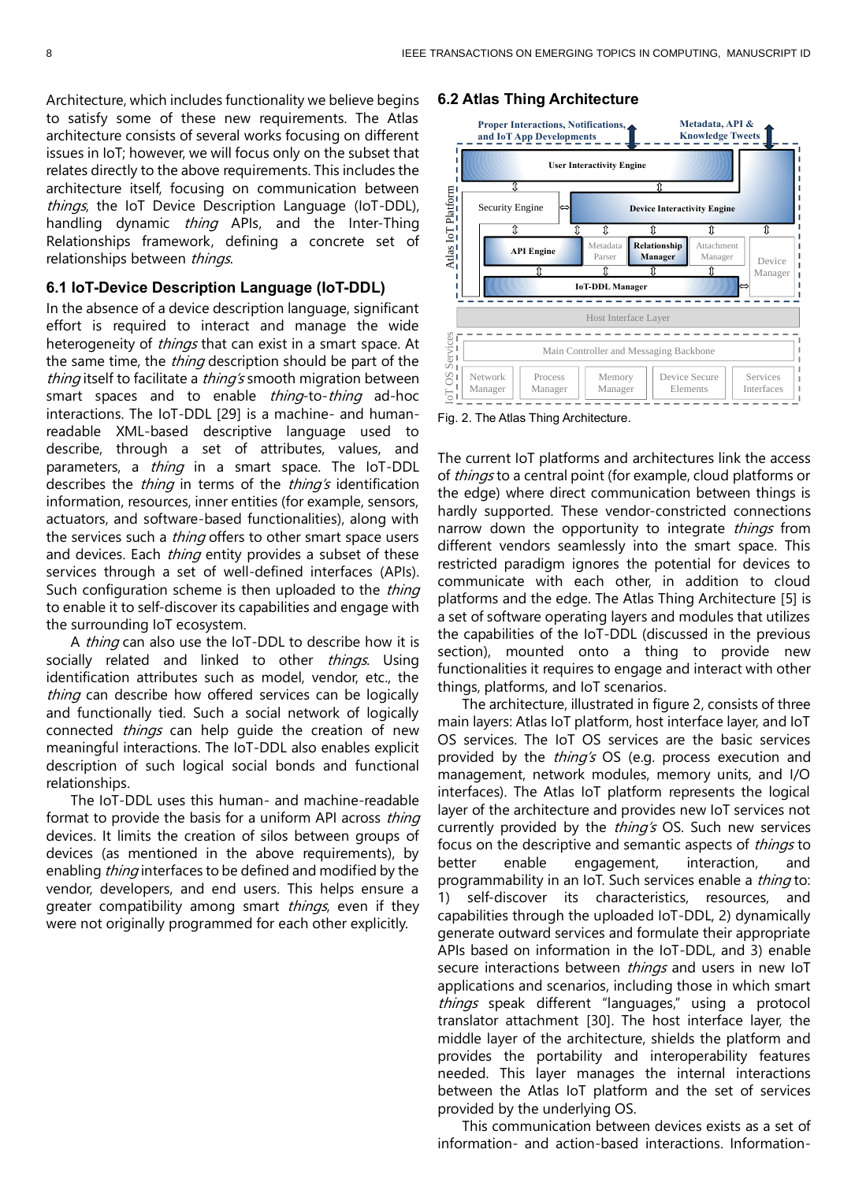Architecture, which includes functionality we believe begins to satisfy some of these new requirements. The Atlas architecture consists of several works focusing on different issues in IoT; however, we will focus only on the subset that relates directly to the above requirements. This includes the architecture itself, focusing on communication between *things*, the IoT Device Description Language (IoT-DDL), handling dynamic *thing* APIs, and the Inter-Thing Relationships framework, defining a concrete set of relationships between *things*.

### 6.1 IoT-Device Description Language (IoT-DDL)

In the absence of a device description language, significant effort is required to interact and manage the wide heterogeneity of *things* that can exist in a smart space. At the same time, the *thing* description should be part of the *thing* itself to facilitate a *thing's* smooth migration between smart spaces and to enable *thing*-to-*thing* ad-hoc interactions. The IoT-DDL [29] is a machine- and human-readable XML-based descriptive language used to describe, through a set of attributes, values, and parameters, a *thing* in a smart space. The IoT-DDL describes the *thing* in terms of the *thing's* identification information, resources, inner entities (for example, sensors, actuators, and software-based functionalities), along with the services such a *thing* offers to other smart space users and devices. Each *thing* entity provides a subset of these services through a set of well-defined interfaces (APIs). Such configuration scheme is then uploaded to the *thing* to enable it to self-discover its capabilities and engage with the surrounding IoT ecosystem.

A *thing* can also use the IoT-DDL to describe how it is socially related and linked to other *things*. Using identification attributes such as model, vendor, etc., the *thing* can describe how offered services can be logically and functionally tied. Such a social network of logically connected *things* can help guide the creation of new meaningful interactions. The IoT-DDL also enables explicit description of such logical social bonds and functional relationships.

The IoT-DDL uses this human- and machine-readable format to provide the basis for a uniform API across *thing* devices. It limits the creation of silos between groups of devices (as mentioned in the above requirements), by enabling *thing* interfaces to be defined and modified by the vendor, developers, and end users. This helps ensure a greater compatibility among smart *things*, even if they were not originally programmed for each other explicitly.

### 6.2 Atlas Thing Architecture

Fig. 2. The Atlas Thing Architecture.

The current IoT platforms and architectures link the access of *things* to a central point (for example, cloud platforms or the edge) where direct communication between things is hardly supported. These vendor-constricted connections narrow down the opportunity to integrate *things* from different vendors seamlessly into the smart space. This restricted paradigm ignores the potential for devices to communicate with each other, in addition to cloud platforms and the edge. The Atlas Thing Architecture [5] is a set of software operating layers and modules that utilizes the capabilities of the IoT-DDL (discussed in the previous section), mounted onto a thing to provide new functionalities it requires to engage and interact with other things, platforms, and IoT scenarios.

The architecture, illustrated in figure 2, consists of three main layers: Atlas IoT platform, host interface layer, and IoT OS services. The IoT OS services are the basic services provided by the *thing's* OS (e.g. process execution and management, network modules, memory units, and I/O interfaces). The Atlas IoT platform represents the logical layer of the architecture and provides new IoT services not currently provided by the *thing's* OS. Such new services focus on the descriptive and semantic aspects of *things* to better enable engagement, interaction, and programmability in an IoT. Such services enable a *thing* to: 1) self-discover its characteristics, resources, and capabilities through the uploaded IoT-DDL, 2) dynamically generate outward services and formulate their appropriate APIs based on information in the IoT-DDL, and 3) enable secure interactions between *things* and users in new IoT applications and scenarios, including those in which smart *things* speak different "languages," using a protocol translator attachment [30]. The host interface layer, the middle layer of the architecture, shields the platform and provides the portability and interoperability features needed. This layer manages the internal interactions between the Atlas IoT platform and the set of services provided by the underlying OS.

This communication between devices exists as a set of information- and action-based interactions. Information-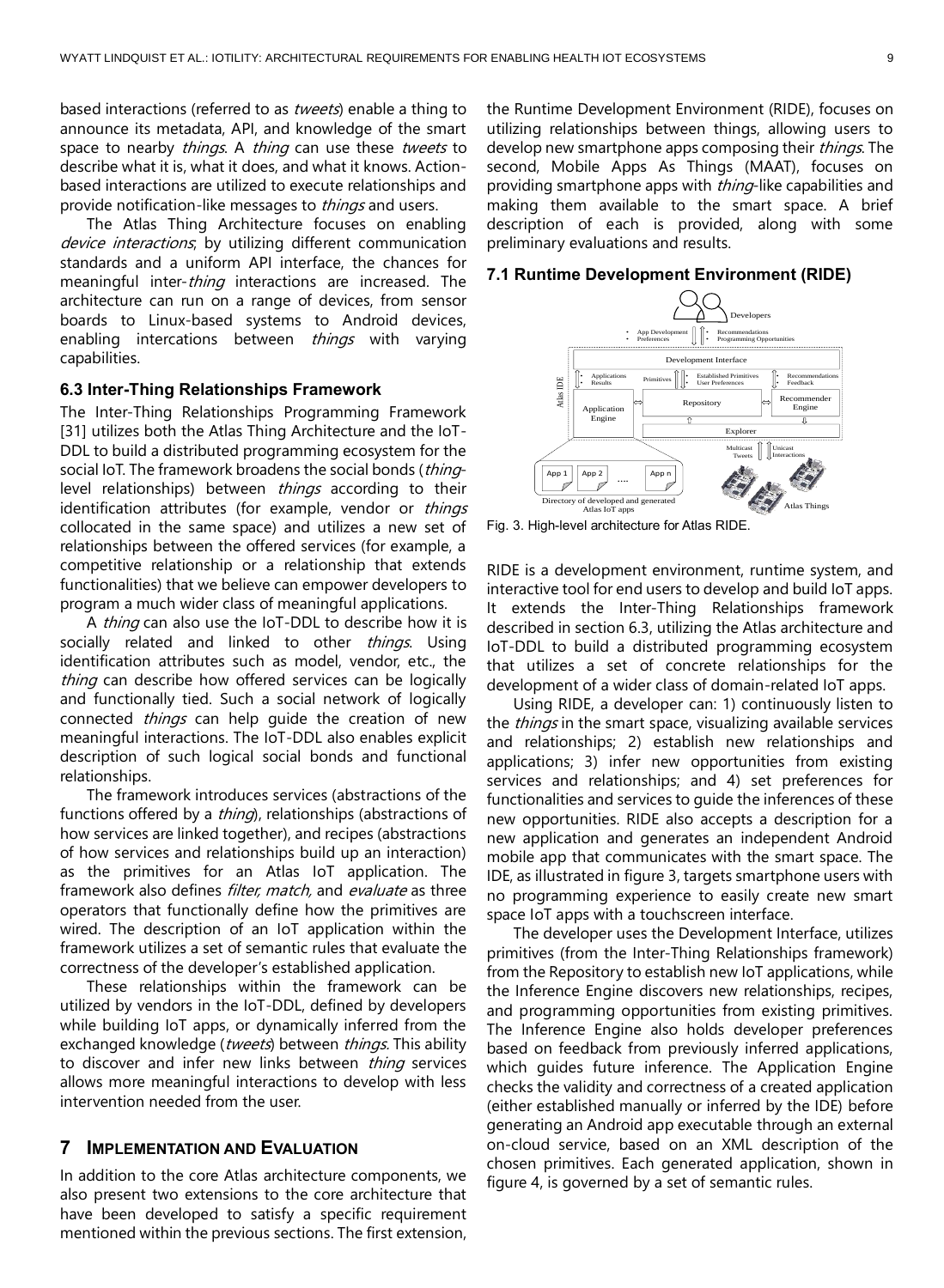based interactions (referred to as *tweets*) enable a thing to announce its metadata, API, and knowledge of the smart space to nearby *things*. A *thing* can use these *tweets* to describe what it is, what it does, and what it knows. Action-based interactions are utilized to execute relationships and provide notification-like messages to *things* and users.

The Atlas Thing Architecture focuses on enabling *device interactions*; by utilizing different communication standards and a uniform API interface, the chances for meaningful inter-*thing* interactions are increased. The architecture can run on a range of devices, from sensor boards to Linux-based systems to Android devices, enabling intercations between *things* with varying capabilities.

### 6.3 Inter-Thing Relationships Framework

The Inter-Thing Relationships Programming Framework [31] utilizes both the Atlas Thing Architecture and the IoT-DDL to build a distributed programming ecosystem for the social IoT. The framework broadens the social bonds (*thing*-level relationships) between *things* according to their identification attributes (for example, vendor or *things* collocated in the same space) and utilizes a new set of relationships between the offered services (for example, a competitive relationship or a relationship that extends functionalities) that we believe can empower developers to program a much wider class of meaningful applications.

A *thing* can also use the IoT-DDL to describe how it is socially related and linked to other *things*. Using identification attributes such as model, vendor, etc., the *thing* can describe how offered services can be logically and functionally tied. Such a social network of logically connected *things* can help guide the creation of new meaningful interactions. The IoT-DDL also enables explicit description of such logical social bonds and functional relationships.

The framework introduces services (abstractions of the functions offered by a *thing*), relationships (abstractions of how services are linked together), and recipes (abstractions of how services and relationships build up an interaction) as the primitives for an Atlas IoT application. The framework also defines *filter, match,* and *evaluate* as three operators that functionally define how the primitives are wired. The description of an IoT application within the framework utilizes a set of semantic rules that evaluate the correctness of the developer's established application.

These relationships within the framework can be utilized by vendors in the IoT-DDL, defined by developers while building IoT apps, or dynamically inferred from the exchanged knowledge (*tweets*) between *things.* This ability to discover and infer new links between *thing* services allows more meaningful interactions to develop with less intervention needed from the user.

## 7 Implementation and Evaluation

In addition to the core Atlas architecture components, we also present two extensions to the core architecture that have been developed to satisfy a specific requirement mentioned within the previous sections. The first extension, the Runtime Development Environment (RIDE), focuses on utilizing relationships between things, allowing users to develop new smartphone apps composing their *things*. The second, Mobile Apps As Things (MAAT), focuses on providing smartphone apps with *thing*-like capabilities and making them available to the smart space. A brief description of each is provided, along with some preliminary evaluations and results.

### 7.1 Runtime Development Environment (RIDE)

Fig. 3. High-level architecture for Atlas RIDE.

RIDE is a development environment, runtime system, and interactive tool for end users to develop and build IoT apps. It extends the Inter-Thing Relationships framework described in section 6.3, utilizing the Atlas architecture and IoT-DDL to build a distributed programming ecosystem that utilizes a set of concrete relationships for the development of a wider class of domain-related IoT apps.

Using RIDE, a developer can: 1) continuously listen to the *things* in the smart space, visualizing available services and relationships; 2) establish new relationships and applications; 3) infer new opportunities from existing services and relationships; and 4) set preferences for functionalities and services to guide the inferences of these new opportunities. RIDE also accepts a description for a new application and generates an independent Android mobile app that communicates with the smart space. The IDE, as illustrated in figure 3, targets smartphone users with no programming experience to easily create new smart space IoT apps with a touchscreen interface.

The developer uses the Development Interface, utilizes primitives (from the Inter-Thing Relationships framework) from the Repository to establish new IoT applications, while the Inference Engine discovers new relationships, recipes, and programming opportunities from existing primitives. The Inference Engine also holds developer preferences based on feedback from previously inferred applications, which guides future inference. The Application Engine checks the validity and correctness of a created application (either established manually or inferred by the IDE) before generating an Android app executable through an external on-cloud service, based on an XML description of the chosen primitives. Each generated application, shown in figure 4, is governed by a set of semantic rules.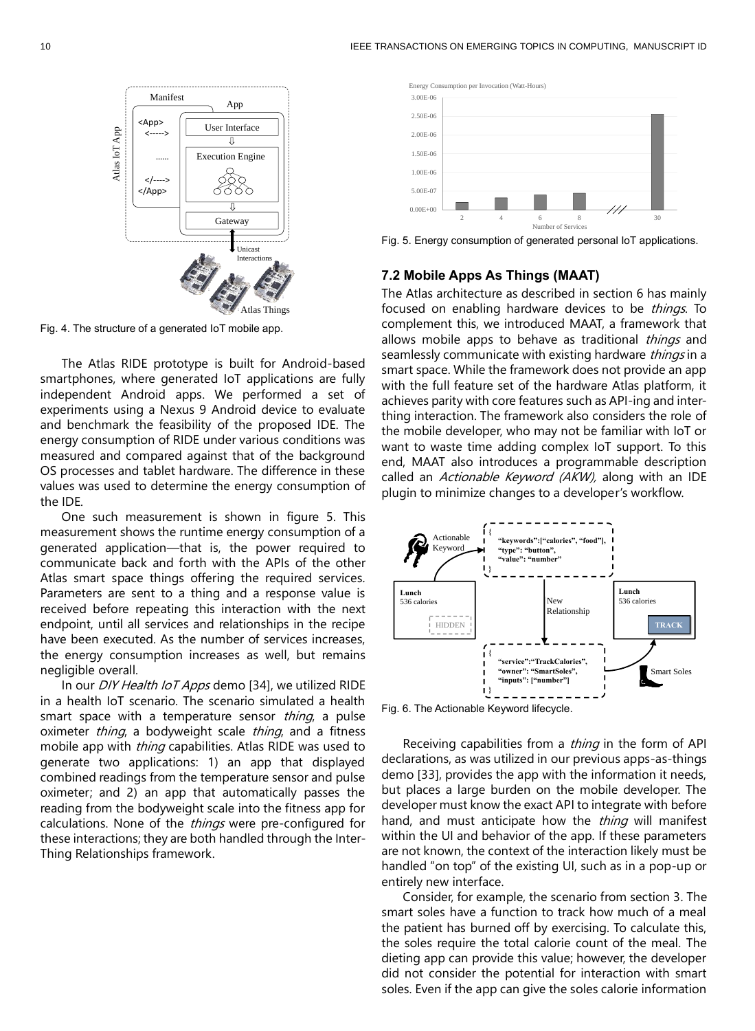Fig. 4. The structure of a generated IoT mobile app.

The Atlas RIDE prototype is built for Android-based smartphones, where generated IoT applications are fully independent Android apps. We performed a set of experiments using a Nexus 9 Android device to evaluate and benchmark the feasibility of the proposed IDE. The energy consumption of RIDE under various conditions was measured and compared against that of the background OS processes and tablet hardware. The difference in these values was used to determine the energy consumption of the IDE.

One such measurement is shown in figure 5. This measurement shows the runtime energy consumption of a generated application—that is, the power required to communicate back and forth with the APIs of the other Atlas smart space things offering the required services. Parameters are sent to a thing and a response value is received before repeating this interaction with the next endpoint, until all services and relationships in the recipe have been executed. As the number of services increases, the energy consumption increases as well, but remains negligible overall.

In our *DIY Health IoT Apps* demo [34], we utilized RIDE in a health IoT scenario. The scenario simulated a health smart space with a temperature sensor *thing*, a pulse oximeter *thing*, a bodyweight scale *thing*, and a fitness mobile app with *thing* capabilities. Atlas RIDE was used to generate two applications: 1) an app that displayed combined readings from the temperature sensor and pulse oximeter; and 2) an app that automatically passes the reading from the bodyweight scale into the fitness app for calculations. None of the *things* were pre-configured for these interactions; they are both handled through the Inter-Thing Relationships framework.

Fig. 5. Energy consumption of generated personal IoT applications.

### 7.2 Mobile Apps As Things (MAAT)

The Atlas architecture as described in section 6 has mainly focused on enabling hardware devices to be *things*. To complement this, we introduced MAAT, a framework that allows mobile apps to behave as traditional *things* and seamlessly communicate with existing hardware *things* in a smart space. While the framework does not provide an app with the full feature set of the hardware Atlas platform, it achieves parity with core features such as API-ing and inter-thing interaction. The framework also considers the role of the mobile developer, who may not be familiar with IoT or want to waste time adding complex IoT support. To this end, MAAT also introduces a programmable description called an *Actionable Keyword (AKW),* along with an IDE plugin to minimize changes to a developer's workflow.

Fig. 6. The Actionable Keyword lifecycle.

Receiving capabilities from a *thing* in the form of API declarations, as was utilized in our previous apps-as-things demo [33], provides the app with the information it needs, but places a large burden on the mobile developer. The developer must know the exact API to integrate with before hand, and must anticipate how the *thing* will manifest within the UI and behavior of the app. If these parameters are not known, the context of the interaction likely must be handled "on top" of the existing UI, such as in a pop-up or entirely new interface.

Consider, for example, the scenario from section 3. The smart soles have a function to track how much of a meal the patient has burned off by exercising. To calculate this, the soles require the total calorie count of the meal. The dieting app can provide this value; however, the developer did not consider the potential for interaction with smart soles. Even if the app can give the soles calorie information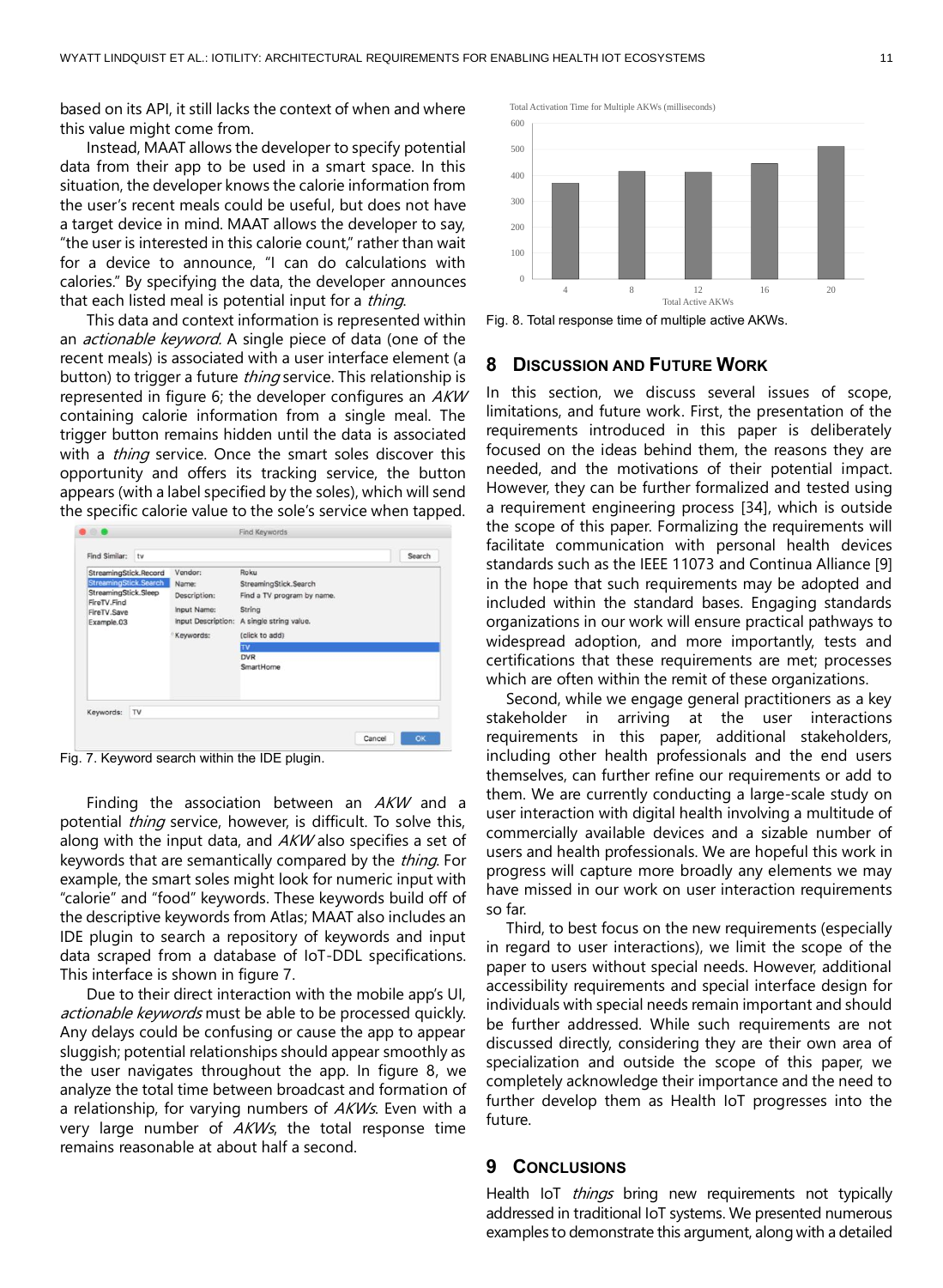based on its API, it still lacks the context of when and where this value might come from.

Instead, MAAT allows the developer to specify potential data from their app to be used in a smart space. In this situation, the developer knows the calorie information from the user's recent meals could be useful, but does not have a target device in mind. MAAT allows the developer to say, "the user is interested in this calorie count," rather than wait for a device to announce, "I can do calculations with calories." By specifying the data, the developer announces that each listed meal is potential input for a *thing*.

This data and context information is represented within an *actionable keyword*. A single piece of data (one of the recent meals) is associated with a user interface element (a button) to trigger a future *thing* service. This relationship is represented in figure 6; the developer configures an *AKW* containing calorie information from a single meal. The trigger button remains hidden until the data is associated with a *thing* service. Once the smart soles discover this opportunity and offers its tracking service, the button appears (with a label specified by the soles), which will send the specific calorie value to the sole's service when tapped.

Fig. 7. Keyword search within the IDE plugin.

Finding the association between an *AKW* and a potential *thing* service, however, is difficult. To solve this, along with the input data, and *AKW* also specifies a set of keywords that are semantically compared by the *thing*. For example, the smart soles might look for numeric input with "calorie" and "food" keywords. These keywords build off of the descriptive keywords from Atlas; MAAT also includes an IDE plugin to search a repository of keywords and input data scraped from a database of IoT-DDL specifications. This interface is shown in figure 7.

Due to their direct interaction with the mobile app's UI, *actionable keywords* must be able to be processed quickly. Any delays could be confusing or cause the app to appear sluggish; potential relationships should appear smoothly as the user navigates throughout the app. In figure 8, we analyze the total time between broadcast and formation of a relationship, for varying numbers of *AKWs*. Even with a very large number of *AKWs*, the total response time remains reasonable at about half a second.

Fig. 8. Total response time of multiple active AKWs.

## 8 Discussion and Future Work

In this section, we discuss several issues of scope, limitations, and future work. First, the presentation of the requirements introduced in this paper is deliberately focused on the ideas behind them, the reasons they are needed, and the motivations of their potential impact. However, they can be further formalized and tested using a requirement engineering process [34], which is outside the scope of this paper. Formalizing the requirements will facilitate communication with personal health devices standards such as the IEEE 11073 and Continua Alliance [9] in the hope that such requirements may be adopted and included within the standard bases. Engaging standards organizations in our work will ensure practical pathways to widespread adoption, and more importantly, tests and certifications that these requirements are met; processes which are often within the remit of these organizations.

Second, while we engage general practitioners as a key stakeholder in arriving at the user interactions requirements in this paper, additional stakeholders, including other health professionals and the end users themselves, can further refine our requirements or add to them. We are currently conducting a large-scale study on user interaction with digital health involving a multitude of commercially available devices and a sizable number of users and health professionals. We are hopeful this work in progress will capture more broadly any elements we may have missed in our work on user interaction requirements so far.

Third, to best focus on the new requirements (especially in regard to user interactions), we limit the scope of the paper to users without special needs. However, additional accessibility requirements and special interface design for individuals with special needs remain important and should be further addressed. While such requirements are not discussed directly, considering they are their own area of specialization and outside the scope of this paper, we completely acknowledge their importance and the need to further develop them as Health IoT progresses into the future.

## 9 Conclusions

Health IoT *things* bring new requirements not typically addressed in traditional IoT systems. We presented numerous examples to demonstrate this argument, along with a detailed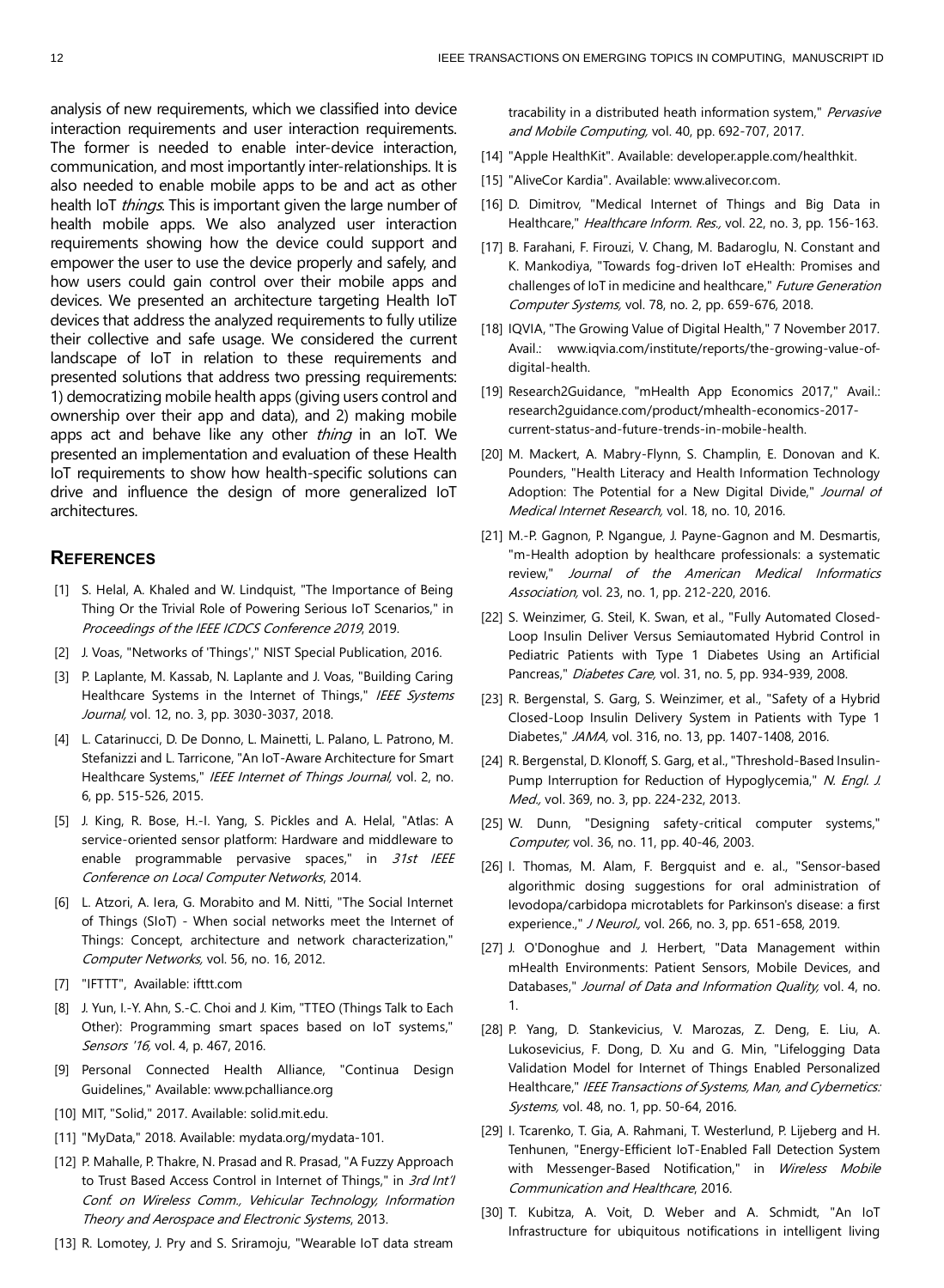analysis of new requirements, which we classified into device interaction requirements and user interaction requirements. The former is needed to enable inter-device interaction, communication, and most importantly inter-relationships. It is also needed to enable mobile apps to be and act as other health IoT *things*. This is important given the large number of health mobile apps. We also analyzed user interaction requirements showing how the device could support and empower the user to use the device properly and safely, and how users could gain control over their mobile apps and devices. We presented an architecture targeting Health IoT devices that address the analyzed requirements to fully utilize their collective and safe usage. We considered the current landscape of IoT in relation to these requirements and presented solutions that address two pressing requirements: 1) democratizing mobile health apps (giving users control and ownership over their app and data), and 2) making mobile apps act and behave like any other *thing* in an IoT. We presented an implementation and evaluation of these Health IoT requirements to show how health-specific solutions can drive and influence the design of more generalized IoT architectures.

## References

[1] S. Helal, A. Khaled and W. Lindquist, "The Importance of Being Thing Or the Trivial Role of Powering Serious IoT Scenarios," in *Proceedings of the IEEE ICDCS Conference 2019*, 2019.

[2] J. Voas, "Networks of 'Things'," NIST Special Publication, 2016.

[3] P. Laplante, M. Kassab, N. Laplante and J. Voas, "Building Caring Healthcare Systems in the Internet of Things," *IEEE Systems Journal,* vol. 12, no. 3, pp. 3030-3037, 2018.

[4] L. Catarinucci, D. De Donno, L. Mainetti, L. Palano, L. Patrono, M. Stefanizzi and L. Tarricone, "An IoT-Aware Architecture for Smart Healthcare Systems," *IEEE Internet of Things Journal,* vol. 2, no. 6, pp. 515-526, 2015.

[5] J. King, R. Bose, H.-I. Yang, S. Pickles and A. Helal, "Atlas: A service-oriented sensor platform: Hardware and middleware to enable programmable pervasive spaces," in *31st IEEE Conference on Local Computer Networks*, 2014.

[6] L. Atzori, A. Iera, G. Morabito and M. Nitti, "The Social Internet of Things (SIoT) - When social networks meet the Internet of Things: Concept, architecture and network characterization," *Computer Networks,* vol. 56, no. 16, 2012.

[7] "IFTTT", Available: ifttt.com

[8] J. Yun, I.-Y. Ahn, S.-C. Choi and J. Kim, "TTEO (Things Talk to Each Other): Programming smart spaces based on IoT systems," *Sensors '16,* vol. 4, p. 467, 2016.

[9] Personal Connected Health Alliance, "Continua Design Guidelines," Available: www.pchalliance.org

[10] MIT, "Solid," 2017. Available: solid.mit.edu.

[11] "MyData," 2018. Available: mydata.org/mydata-101.

[12] P. Mahalle, P. Thakre, N. Prasad and R. Prasad, "A Fuzzy Approach to Trust Based Access Control in Internet of Things," in *3rd Int'l Conf. on Wireless Comm., Vehicular Technology, Information Theory and Aerospace and Electronic Systems*, 2013.

[13] R. Lomotey, J. Pry and S. Sriramoju, "Wearable IoT data stream tracability in a distributed heath information system," *Pervasive and Mobile Computing,* vol. 40, pp. 692-707, 2017.

[14] "Apple HealthKit". Available: developer.apple.com/healthkit.

[15] "AliveCor Kardia". Available: www.alivecor.com.

[16] D. Dimitrov, "Medical Internet of Things and Big Data in Healthcare," *Healthcare Inform. Res.,* vol. 22, no. 3, pp. 156-163.

[17] B. Farahani, F. Firouzi, V. Chang, M. Badaroglu, N. Constant and K. Mankodiya, "Towards fog-driven IoT eHealth: Promises and challenges of IoT in medicine and healthcare," *Future Generation Computer Systems,* vol. 78, no. 2, pp. 659-676, 2018.

[18] IQVIA, "The Growing Value of Digital Health," 7 November 2017. Avail.: www.iqvia.com/institute/reports/the-growing-value-of-digital-health.

[19] Research2Guidance, "mHealth App Economics 2017," Avail.: research2guidance.com/product/mhealth-economics-2017-current-status-and-future-trends-in-mobile-health.

[20] M. Mackert, A. Mabry-Flynn, S. Champlin, E. Donovan and K. Pounders, "Health Literacy and Health Information Technology Adoption: The Potential for a New Digital Divide," *Journal of Medical Internet Research,* vol. 18, no. 10, 2016.

[21] M.-P. Gagnon, P. Ngangue, J. Payne-Gagnon and M. Desmartis, "m-Health adoption by healthcare professionals: a systematic review," *Journal of the American Medical Informatics Association,* vol. 23, no. 1, pp. 212-220, 2016.

[22] S. Weinzimer, G. Steil, K. Swan, et al., "Fully Automated Closed-Loop Insulin Deliver Versus Semiautomated Hybrid Control in Pediatric Patients with Type 1 Diabetes Using an Artificial Pancreas," *Diabetes Care,* vol. 31, no. 5, pp. 934-939, 2008.

[23] R. Bergenstal, S. Garg, S. Weinzimer, et al., "Safety of a Hybrid Closed-Loop Insulin Delivery System in Patients with Type 1 Diabetes," *JAMA,* vol. 316, no. 13, pp. 1407-1408, 2016.

[24] R. Bergenstal, D. Klonoff, S. Garg, et al., "Threshold-Based Insulin-Pump Interruption for Reduction of Hypoglycemia," *N. Engl. J. Med.,* vol. 369, no. 3, pp. 224-232, 2013.

[25] W. Dunn, "Designing safety-critical computer systems," *Computer,* vol. 36, no. 11, pp. 40-46, 2003.

[26] I. Thomas, M. Alam, F. Bergquist and e. al., "Sensor-based algorithmic dosing suggestions for oral administration of levodopa/carbidopa microtablets for Parkinson's disease: a first experience.," *J Neurol.,* vol. 266, no. 3, pp. 651-658, 2019.

[27] J. O'Donoghue and J. Herbert, "Data Management within mHealth Environments: Patient Sensors, Mobile Devices, and Databases," *Journal of Data and Information Quality,* vol. 4, no. 1.

[28] P. Yang, D. Stankevicius, V. Marozas, Z. Deng, E. Liu, A. Lukosevicius, F. Dong, D. Xu and G. Min, "Lifelogging Data Validation Model for Internet of Things Enabled Personalized Healthcare," *IEEE Transactions of Systems, Man, and Cybernetics: Systems,* vol. 48, no. 1, pp. 50-64, 2016.

[29] I. Tcarenko, T. Gia, A. Rahmani, T. Westerlund, P. Lijeberg and H. Tenhunen, "Energy-Efficient IoT-Enabled Fall Detection System with Messenger-Based Notification," in *Wireless Mobile Communication and Healthcare*, 2016.

[30] T. Kubitza, A. Voit, D. Weber and A. Schmidt, "An IoT Infrastructure for ubiquitous notifications in intelligent living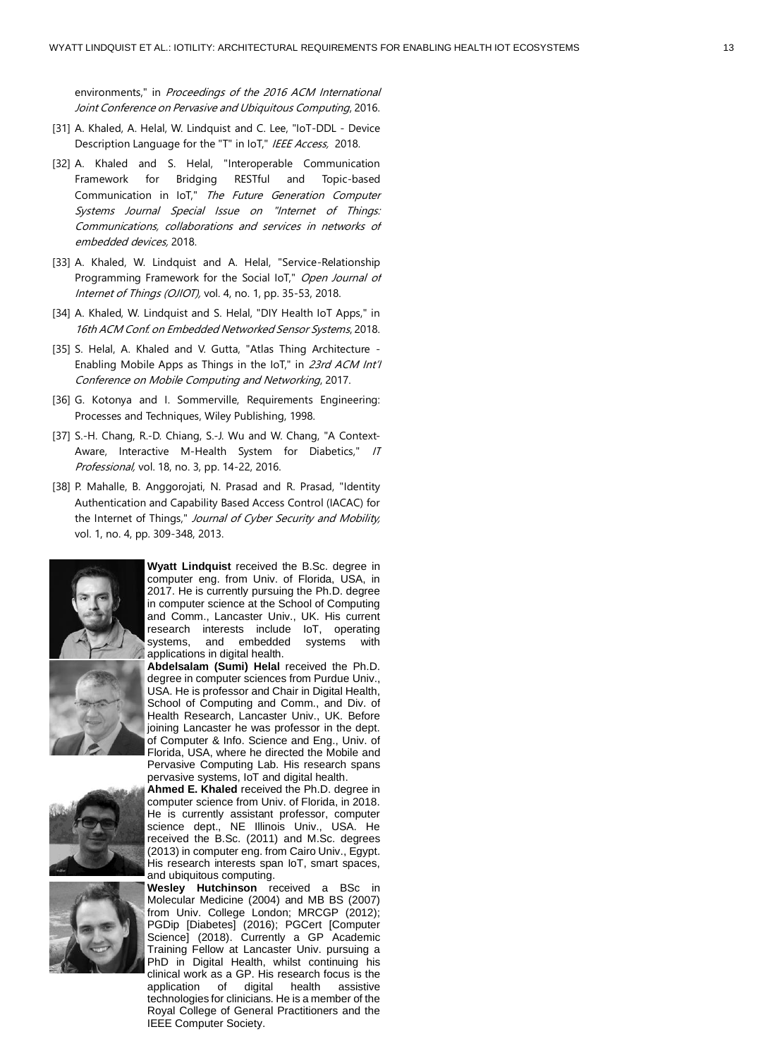environments," in *Proceedings of the 2016 ACM International Joint Conference on Pervasive and Ubiquitous Computing*, 2016.

[31] A. Khaled, A. Helal, W. Lindquist and C. Lee, "IoT-DDL - Device Description Language for the "T" in IoT," *IEEE Access*, 2018.

[32] A. Khaled and S. Helal, "Interoperable Communication Framework for Bridging RESTful and Topic-based Communication in IoT," *The Future Generation Computer Systems Journal Special Issue on "Internet of Things: Communications, collaborations and services in networks of embedded devices*, 2018.

[33] A. Khaled, W. Lindquist and A. Helal, "Service-Relationship Programming Framework for the Social IoT," *Open Journal of Internet of Things (OJIOT)*, vol. 4, no. 1, pp. 35-53, 2018.

[34] A. Khaled, W. Lindquist and S. Helal, "DIY Health IoT Apps," in *16th ACM Conf. on Embedded Networked Sensor Systems*, 2018.

[35] S. Helal, A. Khaled and V. Gutta, "Atlas Thing Architecture - Enabling Mobile Apps as Things in the IoT," in *23rd ACM Int'l Conference on Mobile Computing and Networking*, 2017.

[36] G. Kotonya and I. Sommerville, Requirements Engineering: Processes and Techniques, Wiley Publishing, 1998.

[37] S.-H. Chang, R.-D. Chiang, S.-J. Wu and W. Chang, "A Context-Aware, Interactive M-Health System for Diabetics," *IT Professional*, vol. 18, no. 3, pp. 14-22, 2016.

[38] P. Mahalle, B. Anggorojati, N. Prasad and R. Prasad, "Identity Authentication and Capability Based Access Control (IACAC) for the Internet of Things," *Journal of Cyber Security and Mobility*, vol. 1, no. 4, pp. 309-348, 2013.

**Wyatt Lindquist** received the B.Sc. degree in computer eng. from Univ. of Florida, USA, in 2017. He is currently pursuing the Ph.D. degree in computer science at the School of Computing and Comm., Lancaster Univ., UK. His current research interests include IoT, operating systems, and embedded systems with applications in digital health.

**Abdelsalam (Sumi) Helal** received the Ph.D. degree in computer sciences from Purdue Univ., USA. He is professor and Chair in Digital Health, School of Computing and Comm., and Div. of Health Research, Lancaster Univ., UK. Before joining Lancaster he was professor in the dept. of Computer & Info. Science and Eng., Univ. of Florida, USA, where he directed the Mobile and Pervasive Computing Lab. His research spans pervasive systems, IoT and digital health.

**Ahmed E. Khaled** received the Ph.D. degree in computer science from Univ. of Florida, in 2018. He is currently assistant professor, computer science dept., NE Illinois Univ., USA. He received the B.Sc. (2011) and M.Sc. degrees (2013) in computer eng. from Cairo Univ., Egypt. His research interests span IoT, smart spaces, and ubiquitous computing.

**Wesley Hutchinson** received a BSc in Molecular Medicine (2004) and MB BS (2007) from Univ. College London; MRCGP (2012); PGDip [Diabetes] (2016); PGCert [Computer Science] (2018). Currently a GP Academic Training Fellow at Lancaster Univ. pursuing a PhD in Digital Health, whilst continuing his clinical work as a GP. His research focus is the application of digital health assistive technologies for clinicians. He is a member of the Royal College of General Practitioners and the IEEE Computer Society.